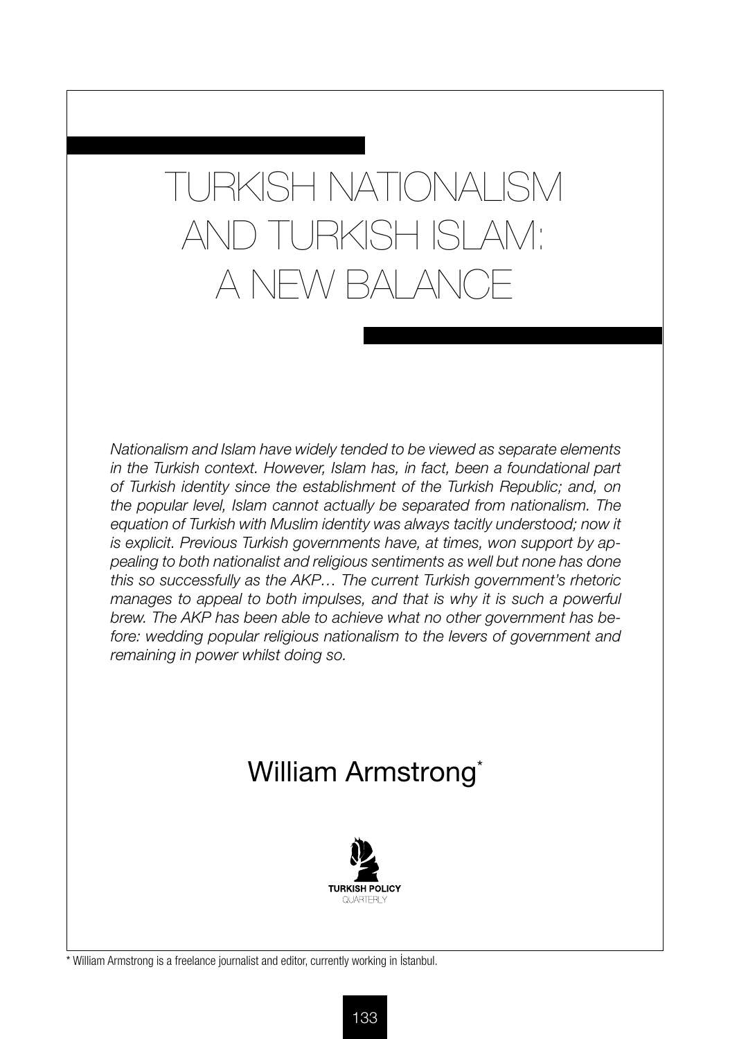# TURKISH NATIONALISM AND TURKISH ISLAM: A NEW BALANCE

*Nationalism and Islam have widely tended to be viewed as separate elements in the Turkish context. However, Islam has, in fact, been a foundational part of Turkish identity since the establishment of the Turkish Republic; and, on the popular level, Islam cannot actually be separated from nationalism. The equation of Turkish with Muslim identity was always tacitly understood; now it is explicit. Previous Turkish governments have, at times, won support by appealing to both nationalist and religious sentiments as well but none has done this so successfully as the AKP… The current Turkish government's rhetoric manages to appeal to both impulses, and that is why it is such a powerful brew. The AKP has been able to achieve what no other government has before: wedding popular religious nationalism to the levers of government and remaining in power whilst doing so.*

## William Armstrong*

TURKISH POLICY QUARTERLY

\* William Armstrong is a freelance journalist and editor, currently working in İstanbul.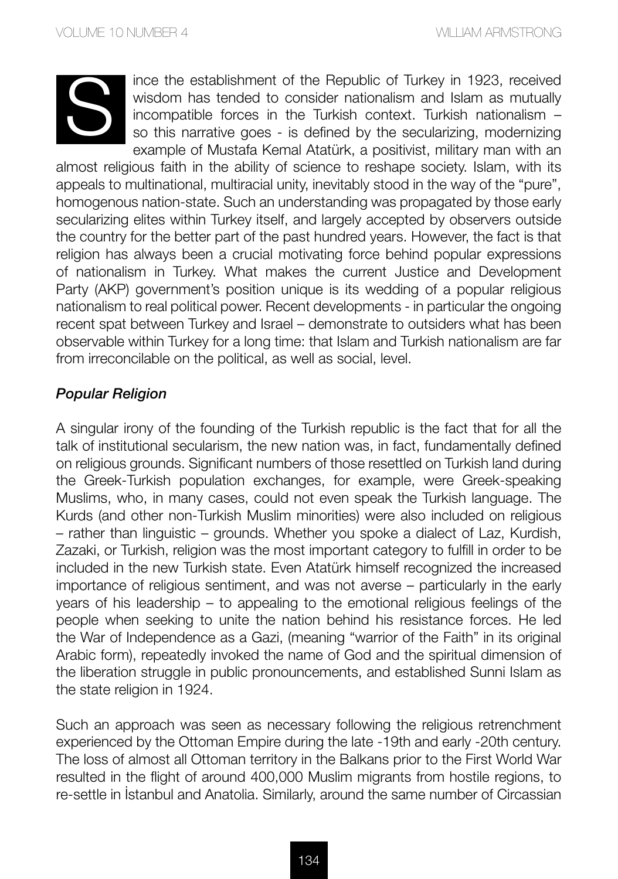Since the establishment of the Republic of Turkey in 1923, received wisdom has tended to consider nationalism and Islam as mutually incompatible forces in the Turkish context. Turkish nationalism – so this narrative goes - is defined by the secularizing, modernizing example of Mustafa Kemal Atatürk, a positivist, military man with an almost religious faith in the ability of science to reshape society. Islam, with its appeals to multinational, multiracial unity, inevitably stood in the way of the "pure", homogenous nation-state. Such an understanding was propagated by those early secularizing elites within Turkey itself, and largely accepted by observers outside the country for the better part of the past hundred years. However, the fact is that religion has always been a crucial motivating force behind popular expressions of nationalism in Turkey. What makes the current Justice and Development Party (AKP) government's position unique is its wedding of a popular religious nationalism to real political power. Recent developments - in particular the ongoing recent spat between Turkey and Israel – demonstrate to outsiders what has been observable within Turkey for a long time: that Islam and Turkish nationalism are far from irreconcilable on the political, as well as social, level.

### *Popular Religion*

A singular irony of the founding of the Turkish republic is the fact that for all the talk of institutional secularism, the new nation was, in fact, fundamentally defined on religious grounds. Significant numbers of those resettled on Turkish land during the Greek-Turkish population exchanges, for example, were Greek-speaking Muslims, who, in many cases, could not even speak the Turkish language. The Kurds (and other non-Turkish Muslim minorities) were also included on religious – rather than linguistic – grounds. Whether you spoke a dialect of Laz, Kurdish, Zazaki, or Turkish, religion was the most important category to fulfill in order to be included in the new Turkish state. Even Atatürk himself recognized the increased importance of religious sentiment, and was not averse – particularly in the early years of his leadership – to appealing to the emotional religious feelings of the people when seeking to unite the nation behind his resistance forces. He led the War of Independence as a Gazi, (meaning "warrior of the Faith" in its original Arabic form), repeatedly invoked the name of God and the spiritual dimension of the liberation struggle in public pronouncements, and established Sunni Islam as the state religion in 1924.

Such an approach was seen as necessary following the religious retrenchment experienced by the Ottoman Empire during the late -19th and early -20th century. The loss of almost all Ottoman territory in the Balkans prior to the First World War resulted in the flight of around 400,000 Muslim migrants from hostile regions, to re-settle in İstanbul and Anatolia. Similarly, around the same number of Circassian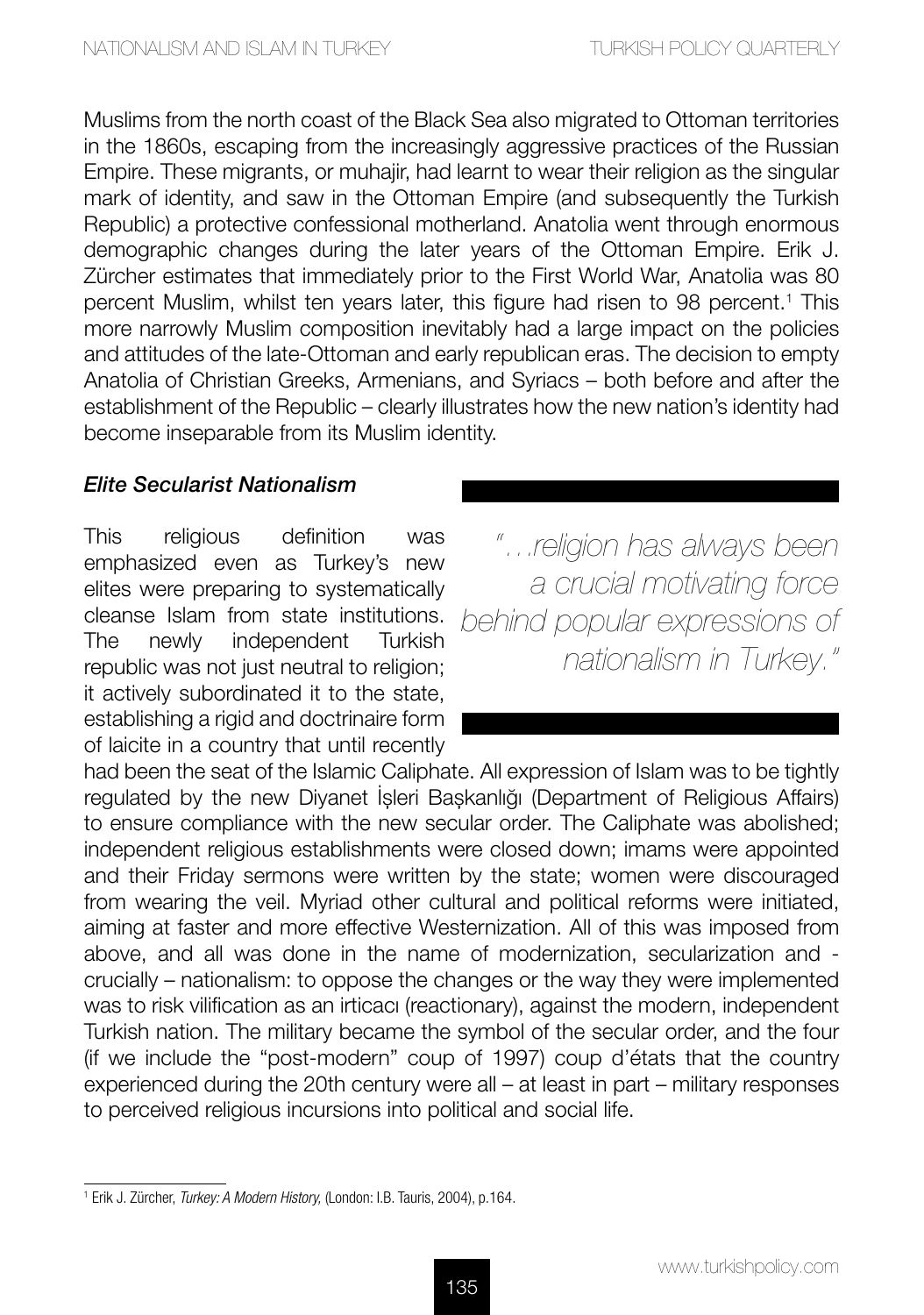Muslims from the north coast of the Black Sea also migrated to Ottoman territories in the 1860s, escaping from the increasingly aggressive practices of the Russian Empire. These migrants, or muhajir, had learnt to wear their religion as the singular mark of identity, and saw in the Ottoman Empire (and subsequently the Turkish Republic) a protective confessional motherland. Anatolia went through enormous demographic changes during the later years of the Ottoman Empire. Erik J. Zürcher estimates that immediately prior to the First World War, Anatolia was 80 percent Muslim, whilst ten years later, this figure had risen to 98 percent.[1] This more narrowly Muslim composition inevitably had a large impact on the policies and attitudes of the late-Ottoman and early republican eras. The decision to empty Anatolia of Christian Greeks, Armenians, and Syriacs – both before and after the establishment of the Republic – clearly illustrates how the new nation's identity had become inseparable from its Muslim identity.

### *Elite Secularist Nationalism*

> *"...religion has always been a crucial motivating force behind popular expressions of nationalism in Turkey."*

This religious definition was emphasized even as Turkey's new elites were preparing to systematically cleanse Islam from state institutions. The newly independent Turkish republic was not just neutral to religion; it actively subordinated it to the state, establishing a rigid and doctrinaire form of laicite in a country that until recently had been the seat of the Islamic Caliphate. All expression of Islam was to be tightly regulated by the new Diyanet İşleri Başkanlığı (Department of Religious Affairs) to ensure compliance with the new secular order. The Caliphate was abolished; independent religious establishments were closed down; imams were appointed and their Friday sermons were written by the state; women were discouraged from wearing the veil. Myriad other cultural and political reforms were initiated, aiming at faster and more effective Westernization. All of this was imposed from above, and all was done in the name of modernization, secularization and - crucially – nationalism: to oppose the changes or the way they were implemented was to risk vilification as an irticacı (reactionary), against the modern, independent Turkish nation. The military became the symbol of the secular order, and the four (if we include the "post-modern" coup of 1997) coup d'états that the country experienced during the 20th century were all – at least in part – military responses to perceived religious incursions into political and social life.

---

[1] Erik J. Zürcher, *Turkey: A Modern History,* (London: I.B. Tauris, 2004), p.164.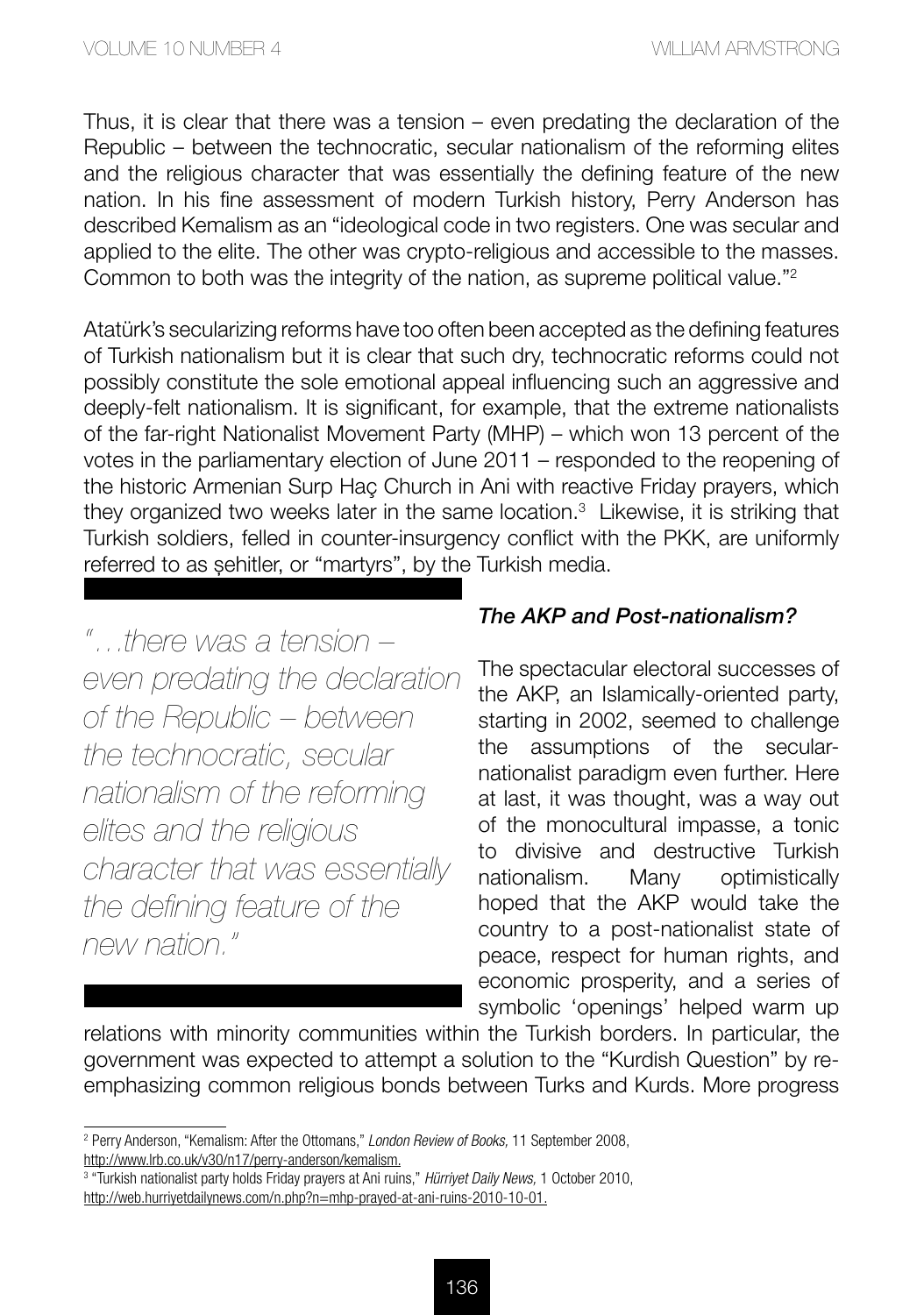Thus, it is clear that there was a tension – even predating the declaration of the Republic – between the technocratic, secular nationalism of the reforming elites and the religious character that was essentially the defining feature of the new nation. In his fine assessment of modern Turkish history, Perry Anderson has described Kemalism as an "ideological code in two registers. One was secular and applied to the elite. The other was crypto-religious and accessible to the masses. Common to both was the integrity of the nation, as supreme political value."[2]

Atatürk's secularizing reforms have too often been accepted as the defining features of Turkish nationalism but it is clear that such dry, technocratic reforms could not possibly constitute the sole emotional appeal influencing such an aggressive and deeply-felt nationalism. It is significant, for example, that the extreme nationalists of the far-right Nationalist Movement Party (MHP) – which won 13 percent of the votes in the parliamentary election of June 2011 – responded to the reopening of the historic Armenian Surp Haç Church in Ani with reactive Friday prayers, which they organized two weeks later in the same location.[3] Likewise, it is striking that Turkish soldiers, felled in counter-insurgency conflict with the PKK, are uniformly referred to as şehitler, or "martyrs", by the Turkish media.

*"…there was a tension – even predating the declaration of the Republic – between the technocratic, secular nationalism of the reforming elites and the religious character that was essentially the defining feature of the new nation."*

### *The AKP and Post-nationalism?*

The spectacular electoral successes of the AKP, an Islamically-oriented party, starting in 2002, seemed to challenge the assumptions of the secular-nationalist paradigm even further. Here at last, it was thought, was a way out of the monocultural impasse, a tonic to divisive and destructive Turkish nationalism. Many optimistically hoped that the AKP would take the country to a post-nationalist state of peace, respect for human rights, and economic prosperity, and a series of symbolic 'openings' helped warm up relations with minority communities within the Turkish borders. In particular, the government was expected to attempt a solution to the "Kurdish Question" by re-emphasizing common religious bonds between Turks and Kurds. More progress

---

[2] Perry Anderson, "Kemalism: After the Ottomans," *London Review of Books,* 11 September 2008, http://www.lrb.co.uk/v30/n17/perry-anderson/kemalism.

[3] "Turkish nationalist party holds Friday prayers at Ani ruins," *Hürriyet Daily News,* 1 October 2010, http://web.hurriyetdailynews.com/n.php?n=mhp-prayed-at-ani-ruins-2010-10-01.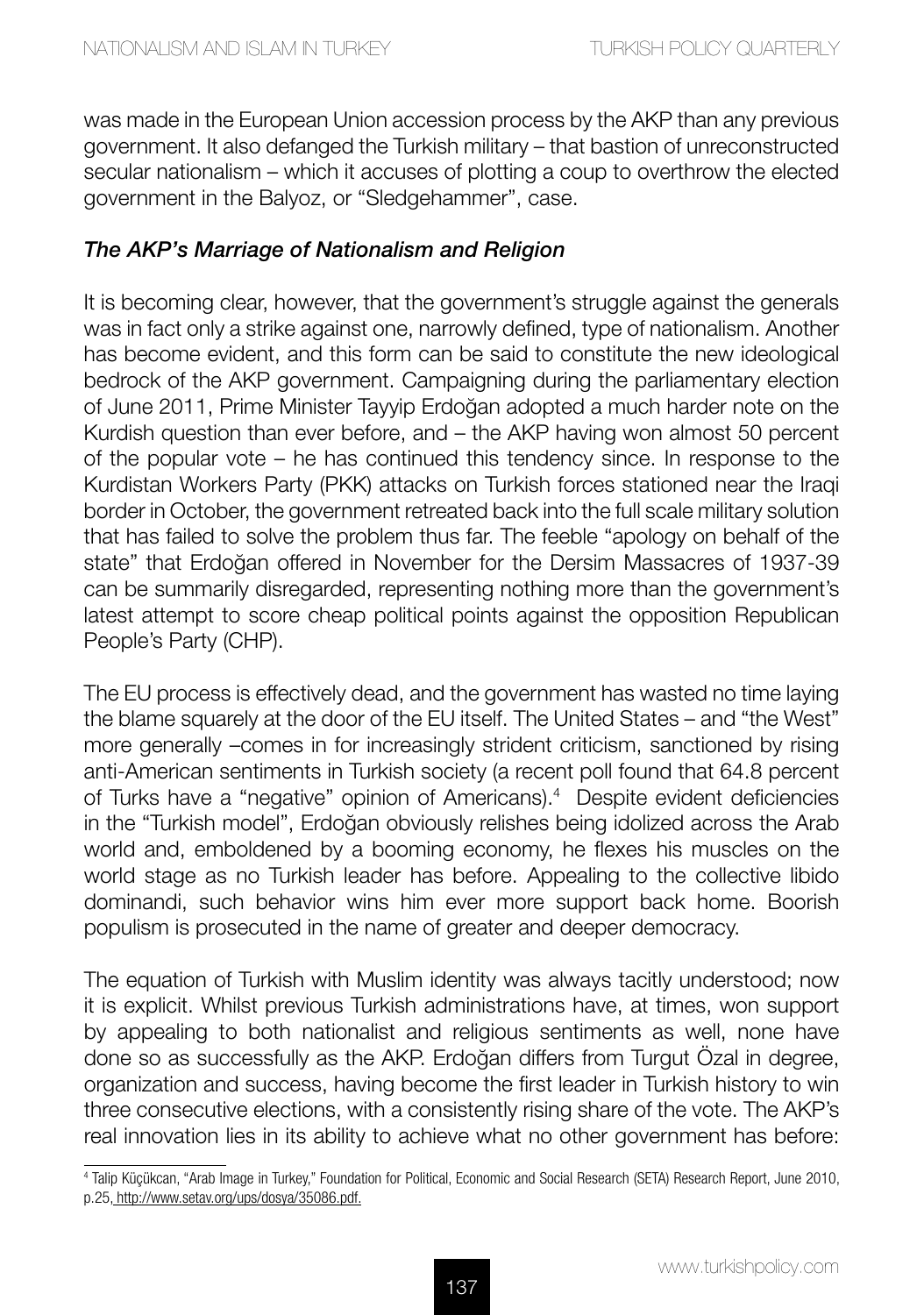was made in the European Union accession process by the AKP than any previous government. It also defanged the Turkish military – that bastion of unreconstructed secular nationalism – which it accuses of plotting a coup to overthrow the elected government in the Balyoz, or "Sledgehammer", case.

### *The AKP's Marriage of Nationalism and Religion*

It is becoming clear, however, that the government's struggle against the generals was in fact only a strike against one, narrowly defined, type of nationalism. Another has become evident, and this form can be said to constitute the new ideological bedrock of the AKP government. Campaigning during the parliamentary election of June 2011, Prime Minister Tayyip Erdoğan adopted a much harder note on the Kurdish question than ever before, and – the AKP having won almost 50 percent of the popular vote – he has continued this tendency since. In response to the Kurdistan Workers Party (PKK) attacks on Turkish forces stationed near the Iraqi border in October, the government retreated back into the full scale military solution that has failed to solve the problem thus far. The feeble "apology on behalf of the state" that Erdoğan offered in November for the Dersim Massacres of 1937-39 can be summarily disregarded, representing nothing more than the government's latest attempt to score cheap political points against the opposition Republican People's Party (CHP).

The EU process is effectively dead, and the government has wasted no time laying the blame squarely at the door of the EU itself. The United States – and "the West" more generally –comes in for increasingly strident criticism, sanctioned by rising anti-American sentiments in Turkish society (a recent poll found that 64.8 percent of Turks have a "negative" opinion of Americans).[4] Despite evident deficiencies in the "Turkish model", Erdoğan obviously relishes being idolized across the Arab world and, emboldened by a booming economy, he flexes his muscles on the world stage as no Turkish leader has before. Appealing to the collective libido dominandi, such behavior wins him ever more support back home. Boorish populism is prosecuted in the name of greater and deeper democracy.

The equation of Turkish with Muslim identity was always tacitly understood; now it is explicit. Whilst previous Turkish administrations have, at times, won support by appealing to both nationalist and religious sentiments as well, none have done so as successfully as the AKP. Erdoğan differs from Turgut Özal in degree, organization and success, having become the first leader in Turkish history to win three consecutive elections, with a consistently rising share of the vote. The AKP's real innovation lies in its ability to achieve what no other government has before:

---

[4] Talip Küçükcan, "Arab Image in Turkey," Foundation for Political, Economic and Social Research (SETA) Research Report, June 2010, p.25, http://www.setav.org/ups/dosya/35086.pdf.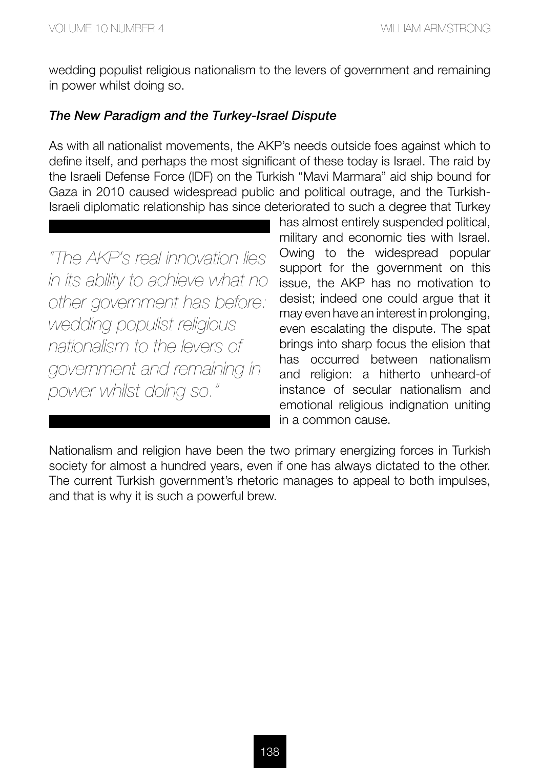wedding populist religious nationalism to the levers of government and remaining in power whilst doing so.

### *The New Paradigm and the Turkey-Israel Dispute*

As with all nationalist movements, the AKP's needs outside foes against which to define itself, and perhaps the most significant of these today is Israel. The raid by the Israeli Defense Force (IDF) on the Turkish "Mavi Marmara" aid ship bound for Gaza in 2010 caused widespread public and political outrage, and the Turkish-Israeli diplomatic relationship has since deteriorated to such a degree that Turkey has almost entirely suspended political, military and economic ties with Israel. Owing to the widespread popular support for the government on this issue, the AKP has no motivation to desist; indeed one could argue that it may even have an interest in prolonging, even escalating the dispute. The spat brings into sharp focus the elision that has occurred between nationalism and religion: a hitherto unheard-of instance of secular nationalism and emotional religious indignation uniting in a common cause.

> *"The AKP's real innovation lies in its ability to achieve what no other government has before: wedding populist religious nationalism to the levers of government and remaining in power whilst doing so."*

Nationalism and religion have been the two primary energizing forces in Turkish society for almost a hundred years, even if one has always dictated to the other. The current Turkish government's rhetoric manages to appeal to both impulses, and that is why it is such a powerful brew.